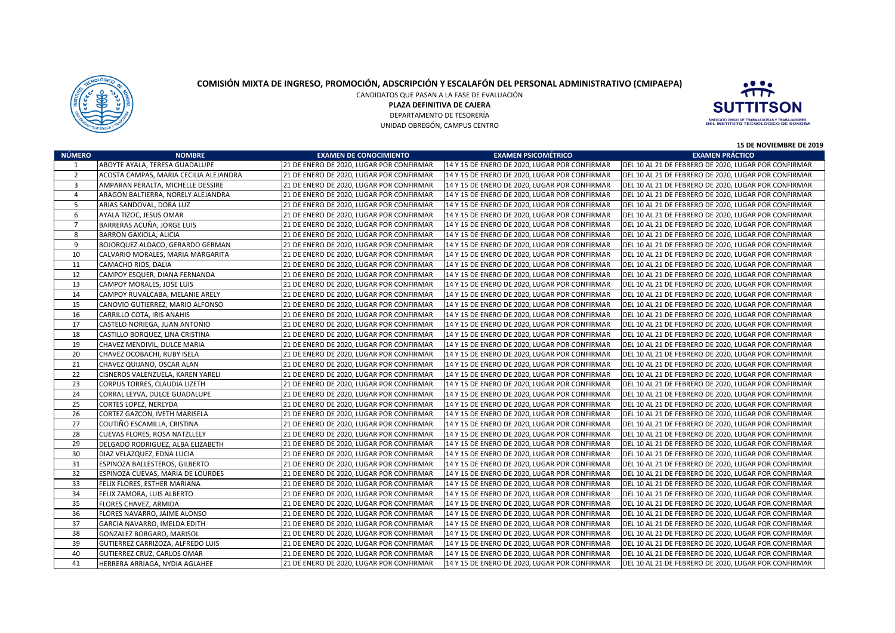# COMISIÓN MIXTA DE INGRESO, PROMOCIÓN, ADSCRIPCIÓN Y ESCALAFÓN DEL PERSONAL ADMINISTRATIVO (CMIPAEPA)

CANDIDATOS QUE PASAN A LA FASE DE EVALUACIÓN

**PLAZA DEFINITIVA DE CAJERA**

DEPARTAMENTO DE TESORERÍA

UNIDAD OBREGÓN, CAMPUS CENTRO

**15 DE NOVIEMBRE DE 2019**

| NÚMERO | NOMBRE | EXAMEN DE CONOCIMIENTO | EXAMEN PSICOMÉTRICO | EXAMEN PRÁCTICO |
|---|---|---|---|---|
| 1 | ABOYTE AYALA, TERESA GUADALUPE | 21 DE ENERO DE 2020, LUGAR POR CONFIRMAR | 14 Y 15 DE ENERO DE 2020, LUGAR POR CONFIRMAR | DEL 10 AL 21 DE FEBRERO DE 2020, LUGAR POR CONFIRMAR |
| 2 | ACOSTA CAMPAS, MARIA CECILIA ALEJANDRA | 21 DE ENERO DE 2020, LUGAR POR CONFIRMAR | 14 Y 15 DE ENERO DE 2020, LUGAR POR CONFIRMAR | DEL 10 AL 21 DE FEBRERO DE 2020, LUGAR POR CONFIRMAR |
| 3 | AMPARAN PERALTA, MICHELLE DESSIRE | 21 DE ENERO DE 2020, LUGAR POR CONFIRMAR | 14 Y 15 DE ENERO DE 2020, LUGAR POR CONFIRMAR | DEL 10 AL 21 DE FEBRERO DE 2020, LUGAR POR CONFIRMAR |
| 4 | ARAGON BALTIERRA, NORELY ALEJANDRA | 21 DE ENERO DE 2020, LUGAR POR CONFIRMAR | 14 Y 15 DE ENERO DE 2020, LUGAR POR CONFIRMAR | DEL 10 AL 21 DE FEBRERO DE 2020, LUGAR POR CONFIRMAR |
| 5 | ARIAS SANDOVAL, DORA LUZ | 21 DE ENERO DE 2020, LUGAR POR CONFIRMAR | 14 Y 15 DE ENERO DE 2020, LUGAR POR CONFIRMAR | DEL 10 AL 21 DE FEBRERO DE 2020, LUGAR POR CONFIRMAR |
| 6 | AYALA TIZOC, JESUS OMAR | 21 DE ENERO DE 2020, LUGAR POR CONFIRMAR | 14 Y 15 DE ENERO DE 2020, LUGAR POR CONFIRMAR | DEL 10 AL 21 DE FEBRERO DE 2020, LUGAR POR CONFIRMAR |
| 7 | BARRERAS ACUÑA, JORGE LUIS | 21 DE ENERO DE 2020, LUGAR POR CONFIRMAR | 14 Y 15 DE ENERO DE 2020, LUGAR POR CONFIRMAR | DEL 10 AL 21 DE FEBRERO DE 2020, LUGAR POR CONFIRMAR |
| 8 | BARRON GAXIOLA, ALICIA | 21 DE ENERO DE 2020, LUGAR POR CONFIRMAR | 14 Y 15 DE ENERO DE 2020, LUGAR POR CONFIRMAR | DEL 10 AL 21 DE FEBRERO DE 2020, LUGAR POR CONFIRMAR |
| 9 | BOJORQUEZ ALDACO, GERARDO GERMAN | 21 DE ENERO DE 2020, LUGAR POR CONFIRMAR | 14 Y 15 DE ENERO DE 2020, LUGAR POR CONFIRMAR | DEL 10 AL 21 DE FEBRERO DE 2020, LUGAR POR CONFIRMAR |
| 10 | CALVARIO MORALES, MARIA MARGARITA | 21 DE ENERO DE 2020, LUGAR POR CONFIRMAR | 14 Y 15 DE ENERO DE 2020, LUGAR POR CONFIRMAR | DEL 10 AL 21 DE FEBRERO DE 2020, LUGAR POR CONFIRMAR |
| 11 | CAMACHO RIOS, DALIA | 21 DE ENERO DE 2020, LUGAR POR CONFIRMAR | 14 Y 15 DE ENERO DE 2020, LUGAR POR CONFIRMAR | DEL 10 AL 21 DE FEBRERO DE 2020, LUGAR POR CONFIRMAR |
| 12 | CAMPOY ESQUER, DIANA FERNANDA | 21 DE ENERO DE 2020, LUGAR POR CONFIRMAR | 14 Y 15 DE ENERO DE 2020, LUGAR POR CONFIRMAR | DEL 10 AL 21 DE FEBRERO DE 2020, LUGAR POR CONFIRMAR |
| 13 | CAMPOY MORALES, JOSE LUIS | 21 DE ENERO DE 2020, LUGAR POR CONFIRMAR | 14 Y 15 DE ENERO DE 2020, LUGAR POR CONFIRMAR | DEL 10 AL 21 DE FEBRERO DE 2020, LUGAR POR CONFIRMAR |
| 14 | CAMPOY RUVALCABA, MELANIE ARELY | 21 DE ENERO DE 2020, LUGAR POR CONFIRMAR | 14 Y 15 DE ENERO DE 2020, LUGAR POR CONFIRMAR | DEL 10 AL 21 DE FEBRERO DE 2020, LUGAR POR CONFIRMAR |
| 15 | CANOVIO GUTIERREZ, MARIO ALFONSO | 21 DE ENERO DE 2020, LUGAR POR CONFIRMAR | 14 Y 15 DE ENERO DE 2020, LUGAR POR CONFIRMAR | DEL 10 AL 21 DE FEBRERO DE 2020, LUGAR POR CONFIRMAR |
| 16 | CARRILLO COTA, IRIS ANAHIS | 21 DE ENERO DE 2020, LUGAR POR CONFIRMAR | 14 Y 15 DE ENERO DE 2020, LUGAR POR CONFIRMAR | DEL 10 AL 21 DE FEBRERO DE 2020, LUGAR POR CONFIRMAR |
| 17 | CASTELO NORIEGA, JUAN ANTONIO | 21 DE ENERO DE 2020, LUGAR POR CONFIRMAR | 14 Y 15 DE ENERO DE 2020, LUGAR POR CONFIRMAR | DEL 10 AL 21 DE FEBRERO DE 2020, LUGAR POR CONFIRMAR |
| 18 | CASTILLO BORQUEZ, LINA CRISTINA | 21 DE ENERO DE 2020, LUGAR POR CONFIRMAR | 14 Y 15 DE ENERO DE 2020, LUGAR POR CONFIRMAR | DEL 10 AL 21 DE FEBRERO DE 2020, LUGAR POR CONFIRMAR |
| 19 | CHAVEZ MENDIVIL, DULCE MARIA | 21 DE ENERO DE 2020, LUGAR POR CONFIRMAR | 14 Y 15 DE ENERO DE 2020, LUGAR POR CONFIRMAR | DEL 10 AL 21 DE FEBRERO DE 2020, LUGAR POR CONFIRMAR |
| 20 | CHAVEZ OCOBACHI, RUBY ISELA | 21 DE ENERO DE 2020, LUGAR POR CONFIRMAR | 14 Y 15 DE ENERO DE 2020, LUGAR POR CONFIRMAR | DEL 10 AL 21 DE FEBRERO DE 2020, LUGAR POR CONFIRMAR |
| 21 | CHAVEZ QUIJANO, OSCAR ALAN | 21 DE ENERO DE 2020, LUGAR POR CONFIRMAR | 14 Y 15 DE ENERO DE 2020, LUGAR POR CONFIRMAR | DEL 10 AL 21 DE FEBRERO DE 2020, LUGAR POR CONFIRMAR |
| 22 | CISNEROS VALENZUELA, KAREN YARELI | 21 DE ENERO DE 2020, LUGAR POR CONFIRMAR | 14 Y 15 DE ENERO DE 2020, LUGAR POR CONFIRMAR | DEL 10 AL 21 DE FEBRERO DE 2020, LUGAR POR CONFIRMAR |
| 23 | CORPUS TORRES, CLAUDIA LIZETH | 21 DE ENERO DE 2020, LUGAR POR CONFIRMAR | 14 Y 15 DE ENERO DE 2020, LUGAR POR CONFIRMAR | DEL 10 AL 21 DE FEBRERO DE 2020, LUGAR POR CONFIRMAR |
| 24 | CORRAL LEYVA, DULCE GUADALUPE | 21 DE ENERO DE 2020, LUGAR POR CONFIRMAR | 14 Y 15 DE ENERO DE 2020, LUGAR POR CONFIRMAR | DEL 10 AL 21 DE FEBRERO DE 2020, LUGAR POR CONFIRMAR |
| 25 | CORTES LOPEZ, NEREYDA | 21 DE ENERO DE 2020, LUGAR POR CONFIRMAR | 14 Y 15 DE ENERO DE 2020, LUGAR POR CONFIRMAR | DEL 10 AL 21 DE FEBRERO DE 2020, LUGAR POR CONFIRMAR |
| 26 | CORTEZ GAZCON, IVETH MARISELA | 21 DE ENERO DE 2020, LUGAR POR CONFIRMAR | 14 Y 15 DE ENERO DE 2020, LUGAR POR CONFIRMAR | DEL 10 AL 21 DE FEBRERO DE 2020, LUGAR POR CONFIRMAR |
| 27 | COUTIÑO ESCAMILLA, CRISTINA | 21 DE ENERO DE 2020, LUGAR POR CONFIRMAR | 14 Y 15 DE ENERO DE 2020, LUGAR POR CONFIRMAR | DEL 10 AL 21 DE FEBRERO DE 2020, LUGAR POR CONFIRMAR |
| 28 | CUEVAS FLORES, ROSA NATZLLELY | 21 DE ENERO DE 2020, LUGAR POR CONFIRMAR | 14 Y 15 DE ENERO DE 2020, LUGAR POR CONFIRMAR | DEL 10 AL 21 DE FEBRERO DE 2020, LUGAR POR CONFIRMAR |
| 29 | DELGADO RODRIGUEZ, ALBA ELIZABETH | 21 DE ENERO DE 2020, LUGAR POR CONFIRMAR | 14 Y 15 DE ENERO DE 2020, LUGAR POR CONFIRMAR | DEL 10 AL 21 DE FEBRERO DE 2020, LUGAR POR CONFIRMAR |
| 30 | DIAZ VELAZQUEZ, EDNA LUCIA | 21 DE ENERO DE 2020, LUGAR POR CONFIRMAR | 14 Y 15 DE ENERO DE 2020, LUGAR POR CONFIRMAR | DEL 10 AL 21 DE FEBRERO DE 2020, LUGAR POR CONFIRMAR |
| 31 | ESPINOZA BALLESTEROS, GILBERTO | 21 DE ENERO DE 2020, LUGAR POR CONFIRMAR | 14 Y 15 DE ENERO DE 2020, LUGAR POR CONFIRMAR | DEL 10 AL 21 DE FEBRERO DE 2020, LUGAR POR CONFIRMAR |
| 32 | ESPINOZA CUEVAS, MARIA DE LOURDES | 21 DE ENERO DE 2020, LUGAR POR CONFIRMAR | 14 Y 15 DE ENERO DE 2020, LUGAR POR CONFIRMAR | DEL 10 AL 21 DE FEBRERO DE 2020, LUGAR POR CONFIRMAR |
| 33 | FELIX FLORES, ESTHER MARIANA | 21 DE ENERO DE 2020, LUGAR POR CONFIRMAR | 14 Y 15 DE ENERO DE 2020, LUGAR POR CONFIRMAR | DEL 10 AL 21 DE FEBRERO DE 2020, LUGAR POR CONFIRMAR |
| 34 | FELIX ZAMORA, LUIS ALBERTO | 21 DE ENERO DE 2020, LUGAR POR CONFIRMAR | 14 Y 15 DE ENERO DE 2020, LUGAR POR CONFIRMAR | DEL 10 AL 21 DE FEBRERO DE 2020, LUGAR POR CONFIRMAR |
| 35 | FLORES CHAVEZ, ARMIDA | 21 DE ENERO DE 2020, LUGAR POR CONFIRMAR | 14 Y 15 DE ENERO DE 2020, LUGAR POR CONFIRMAR | DEL 10 AL 21 DE FEBRERO DE 2020, LUGAR POR CONFIRMAR |
| 36 | FLORES NAVARRO, JAIME ALONSO | 21 DE ENERO DE 2020, LUGAR POR CONFIRMAR | 14 Y 15 DE ENERO DE 2020, LUGAR POR CONFIRMAR | DEL 10 AL 21 DE FEBRERO DE 2020, LUGAR POR CONFIRMAR |
| 37 | GARCIA NAVARRO, IMELDA EDITH | 21 DE ENERO DE 2020, LUGAR POR CONFIRMAR | 14 Y 15 DE ENERO DE 2020, LUGAR POR CONFIRMAR | DEL 10 AL 21 DE FEBRERO DE 2020, LUGAR POR CONFIRMAR |
| 38 | GONZALEZ BORGARO, MARISOL | 21 DE ENERO DE 2020, LUGAR POR CONFIRMAR | 14 Y 15 DE ENERO DE 2020, LUGAR POR CONFIRMAR | DEL 10 AL 21 DE FEBRERO DE 2020, LUGAR POR CONFIRMAR |
| 39 | GUTIERREZ CARRIZOZA, ALFREDO LUIS | 21 DE ENERO DE 2020, LUGAR POR CONFIRMAR | 14 Y 15 DE ENERO DE 2020, LUGAR POR CONFIRMAR | DEL 10 AL 21 DE FEBRERO DE 2020, LUGAR POR CONFIRMAR |
| 40 | GUTIERREZ CRUZ, CARLOS OMAR | 21 DE ENERO DE 2020, LUGAR POR CONFIRMAR | 14 Y 15 DE ENERO DE 2020, LUGAR POR CONFIRMAR | DEL 10 AL 21 DE FEBRERO DE 2020, LUGAR POR CONFIRMAR |
| 41 | HERRERA ARRIAGA, NYDIA AGLAHEE | 21 DE ENERO DE 2020, LUGAR POR CONFIRMAR | 14 Y 15 DE ENERO DE 2020, LUGAR POR CONFIRMAR | DEL 10 AL 21 DE FEBRERO DE 2020, LUGAR POR CONFIRMAR |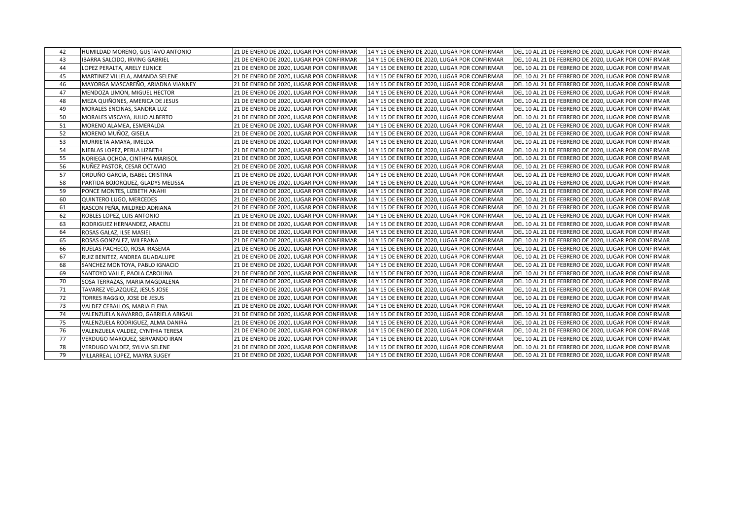| | | | | |
|---|---|---|---|---|
| 42 | HUMILDAD MORENO, GUSTAVO ANTONIO | 21 DE ENERO DE 2020, LUGAR POR CONFIRMAR | 14 Y 15 DE ENERO DE 2020, LUGAR POR CONFIRMAR | DEL 10 AL 21 DE FEBRERO DE 2020, LUGAR POR CONFIRMAR |
| 43 | IBARRA SALCIDO, IRVING GABRIEL | 21 DE ENERO DE 2020, LUGAR POR CONFIRMAR | 14 Y 15 DE ENERO DE 2020, LUGAR POR CONFIRMAR | DEL 10 AL 21 DE FEBRERO DE 2020, LUGAR POR CONFIRMAR |
| 44 | LOPEZ PERALTA, ARELY EUNICE | 21 DE ENERO DE 2020, LUGAR POR CONFIRMAR | 14 Y 15 DE ENERO DE 2020, LUGAR POR CONFIRMAR | DEL 10 AL 21 DE FEBRERO DE 2020, LUGAR POR CONFIRMAR |
| 45 | MARTINEZ VILLELA, AMANDA SELENE | 21 DE ENERO DE 2020, LUGAR POR CONFIRMAR | 14 Y 15 DE ENERO DE 2020, LUGAR POR CONFIRMAR | DEL 10 AL 21 DE FEBRERO DE 2020, LUGAR POR CONFIRMAR |
| 46 | MAYORGA MASCAREÑO, ARIADNA VIANNEY | 21 DE ENERO DE 2020, LUGAR POR CONFIRMAR | 14 Y 15 DE ENERO DE 2020, LUGAR POR CONFIRMAR | DEL 10 AL 21 DE FEBRERO DE 2020, LUGAR POR CONFIRMAR |
| 47 | MENDOZA LIMON, MIGUEL HECTOR | 21 DE ENERO DE 2020, LUGAR POR CONFIRMAR | 14 Y 15 DE ENERO DE 2020, LUGAR POR CONFIRMAR | DEL 10 AL 21 DE FEBRERO DE 2020, LUGAR POR CONFIRMAR |
| 48 | MEZA QUIÑONES, AMERICA DE JESUS | 21 DE ENERO DE 2020, LUGAR POR CONFIRMAR | 14 Y 15 DE ENERO DE 2020, LUGAR POR CONFIRMAR | DEL 10 AL 21 DE FEBRERO DE 2020, LUGAR POR CONFIRMAR |
| 49 | MORALES ENCINAS, SANDRA LUZ | 21 DE ENERO DE 2020, LUGAR POR CONFIRMAR | 14 Y 15 DE ENERO DE 2020, LUGAR POR CONFIRMAR | DEL 10 AL 21 DE FEBRERO DE 2020, LUGAR POR CONFIRMAR |
| 50 | MORALES VISCAYA, JULIO ALBERTO | 21 DE ENERO DE 2020, LUGAR POR CONFIRMAR | 14 Y 15 DE ENERO DE 2020, LUGAR POR CONFIRMAR | DEL 10 AL 21 DE FEBRERO DE 2020, LUGAR POR CONFIRMAR |
| 51 | MORENO ALAMEA, ESMERALDA | 21 DE ENERO DE 2020, LUGAR POR CONFIRMAR | 14 Y 15 DE ENERO DE 2020, LUGAR POR CONFIRMAR | DEL 10 AL 21 DE FEBRERO DE 2020, LUGAR POR CONFIRMAR |
| 52 | MORENO MUÑOZ, GISELA | 21 DE ENERO DE 2020, LUGAR POR CONFIRMAR | 14 Y 15 DE ENERO DE 2020, LUGAR POR CONFIRMAR | DEL 10 AL 21 DE FEBRERO DE 2020, LUGAR POR CONFIRMAR |
| 53 | MURRIETA AMAYA, IMELDA | 21 DE ENERO DE 2020, LUGAR POR CONFIRMAR | 14 Y 15 DE ENERO DE 2020, LUGAR POR CONFIRMAR | DEL 10 AL 21 DE FEBRERO DE 2020, LUGAR POR CONFIRMAR |
| 54 | NIEBLAS LOPEZ, PERLA LIZBETH | 21 DE ENERO DE 2020, LUGAR POR CONFIRMAR | 14 Y 15 DE ENERO DE 2020, LUGAR POR CONFIRMAR | DEL 10 AL 21 DE FEBRERO DE 2020, LUGAR POR CONFIRMAR |
| 55 | NORIEGA OCHOA, CINTHYA MARISOL | 21 DE ENERO DE 2020, LUGAR POR CONFIRMAR | 14 Y 15 DE ENERO DE 2020, LUGAR POR CONFIRMAR | DEL 10 AL 21 DE FEBRERO DE 2020, LUGAR POR CONFIRMAR |
| 56 | NUÑEZ PASTOR, CESAR OCTAVIO | 21 DE ENERO DE 2020, LUGAR POR CONFIRMAR | 14 Y 15 DE ENERO DE 2020, LUGAR POR CONFIRMAR | DEL 10 AL 21 DE FEBRERO DE 2020, LUGAR POR CONFIRMAR |
| 57 | ORDUÑO GARCIA, ISABEL CRISTINA | 21 DE ENERO DE 2020, LUGAR POR CONFIRMAR | 14 Y 15 DE ENERO DE 2020, LUGAR POR CONFIRMAR | DEL 10 AL 21 DE FEBRERO DE 2020, LUGAR POR CONFIRMAR |
| 58 | PARTIDA BOJORQUEZ, GLADYS MELISSA | 21 DE ENERO DE 2020, LUGAR POR CONFIRMAR | 14 Y 15 DE ENERO DE 2020, LUGAR POR CONFIRMAR | DEL 10 AL 21 DE FEBRERO DE 2020, LUGAR POR CONFIRMAR |
| 59 | PONCE MONTES, LIZBETH ANAHI | 21 DE ENERO DE 2020, LUGAR POR CONFIRMAR | 14 Y 15 DE ENERO DE 2020, LUGAR POR CONFIRMAR | DEL 10 AL 21 DE FEBRERO DE 2020, LUGAR POR CONFIRMAR |
| 60 | QUINTERO LUGO, MERCEDES | 21 DE ENERO DE 2020, LUGAR POR CONFIRMAR | 14 Y 15 DE ENERO DE 2020, LUGAR POR CONFIRMAR | DEL 10 AL 21 DE FEBRERO DE 2020, LUGAR POR CONFIRMAR |
| 61 | RASCON PEÑA, MILDRED ADRIANA | 21 DE ENERO DE 2020, LUGAR POR CONFIRMAR | 14 Y 15 DE ENERO DE 2020, LUGAR POR CONFIRMAR | DEL 10 AL 21 DE FEBRERO DE 2020, LUGAR POR CONFIRMAR |
| 62 | ROBLES LOPEZ, LUIS ANTONIO | 21 DE ENERO DE 2020, LUGAR POR CONFIRMAR | 14 Y 15 DE ENERO DE 2020, LUGAR POR CONFIRMAR | DEL 10 AL 21 DE FEBRERO DE 2020, LUGAR POR CONFIRMAR |
| 63 | RODRIGUEZ HERNANDEZ, ARACELI | 21 DE ENERO DE 2020, LUGAR POR CONFIRMAR | 14 Y 15 DE ENERO DE 2020, LUGAR POR CONFIRMAR | DEL 10 AL 21 DE FEBRERO DE 2020, LUGAR POR CONFIRMAR |
| 64 | ROSAS GALAZ, ILSE MASIEL | 21 DE ENERO DE 2020, LUGAR POR CONFIRMAR | 14 Y 15 DE ENERO DE 2020, LUGAR POR CONFIRMAR | DEL 10 AL 21 DE FEBRERO DE 2020, LUGAR POR CONFIRMAR |
| 65 | ROSAS GONZALEZ, WILFRANA | 21 DE ENERO DE 2020, LUGAR POR CONFIRMAR | 14 Y 15 DE ENERO DE 2020, LUGAR POR CONFIRMAR | DEL 10 AL 21 DE FEBRERO DE 2020, LUGAR POR CONFIRMAR |
| 66 | RUELAS PACHECO, ROSA IRASEMA | 21 DE ENERO DE 2020, LUGAR POR CONFIRMAR | 14 Y 15 DE ENERO DE 2020, LUGAR POR CONFIRMAR | DEL 10 AL 21 DE FEBRERO DE 2020, LUGAR POR CONFIRMAR |
| 67 | RUIZ BENITEZ, ANDREA GUADALUPE | 21 DE ENERO DE 2020, LUGAR POR CONFIRMAR | 14 Y 15 DE ENERO DE 2020, LUGAR POR CONFIRMAR | DEL 10 AL 21 DE FEBRERO DE 2020, LUGAR POR CONFIRMAR |
| 68 | SANCHEZ MONTOYA, PABLO IGNACIO | 21 DE ENERO DE 2020, LUGAR POR CONFIRMAR | 14 Y 15 DE ENERO DE 2020, LUGAR POR CONFIRMAR | DEL 10 AL 21 DE FEBRERO DE 2020, LUGAR POR CONFIRMAR |
| 69 | SANTOYO VALLE, PAOLA CAROLINA | 21 DE ENERO DE 2020, LUGAR POR CONFIRMAR | 14 Y 15 DE ENERO DE 2020, LUGAR POR CONFIRMAR | DEL 10 AL 21 DE FEBRERO DE 2020, LUGAR POR CONFIRMAR |
| 70 | SOSA TERRAZAS, MARIA MAGDALENA | 21 DE ENERO DE 2020, LUGAR POR CONFIRMAR | 14 Y 15 DE ENERO DE 2020, LUGAR POR CONFIRMAR | DEL 10 AL 21 DE FEBRERO DE 2020, LUGAR POR CONFIRMAR |
| 71 | TAVAREZ VELAZQUEZ, JESUS JOSE | 21 DE ENERO DE 2020, LUGAR POR CONFIRMAR | 14 Y 15 DE ENERO DE 2020, LUGAR POR CONFIRMAR | DEL 10 AL 21 DE FEBRERO DE 2020, LUGAR POR CONFIRMAR |
| 72 | TORRES RAGGIO, JOSE DE JESUS | 21 DE ENERO DE 2020, LUGAR POR CONFIRMAR | 14 Y 15 DE ENERO DE 2020, LUGAR POR CONFIRMAR | DEL 10 AL 21 DE FEBRERO DE 2020, LUGAR POR CONFIRMAR |
| 73 | VALDEZ CEBALLOS, MARIA ELENA | 21 DE ENERO DE 2020, LUGAR POR CONFIRMAR | 14 Y 15 DE ENERO DE 2020, LUGAR POR CONFIRMAR | DEL 10 AL 21 DE FEBRERO DE 2020, LUGAR POR CONFIRMAR |
| 74 | VALENZUELA NAVARRO, GABRIELA ABIGAIL | 21 DE ENERO DE 2020, LUGAR POR CONFIRMAR | 14 Y 15 DE ENERO DE 2020, LUGAR POR CONFIRMAR | DEL 10 AL 21 DE FEBRERO DE 2020, LUGAR POR CONFIRMAR |
| 75 | VALENZUELA RODRIGUEZ, ALMA DANIRA | 21 DE ENERO DE 2020, LUGAR POR CONFIRMAR | 14 Y 15 DE ENERO DE 2020, LUGAR POR CONFIRMAR | DEL 10 AL 21 DE FEBRERO DE 2020, LUGAR POR CONFIRMAR |
| 76 | VALENZUELA VALDEZ, CYNTHIA TERESA | 21 DE ENERO DE 2020, LUGAR POR CONFIRMAR | 14 Y 15 DE ENERO DE 2020, LUGAR POR CONFIRMAR | DEL 10 AL 21 DE FEBRERO DE 2020, LUGAR POR CONFIRMAR |
| 77 | VERDUGO MARQUEZ, SERVANDO IRAN | 21 DE ENERO DE 2020, LUGAR POR CONFIRMAR | 14 Y 15 DE ENERO DE 2020, LUGAR POR CONFIRMAR | DEL 10 AL 21 DE FEBRERO DE 2020, LUGAR POR CONFIRMAR |
| 78 | VERDUGO VALDEZ, SYLVIA SELENE | 21 DE ENERO DE 2020, LUGAR POR CONFIRMAR | 14 Y 15 DE ENERO DE 2020, LUGAR POR CONFIRMAR | DEL 10 AL 21 DE FEBRERO DE 2020, LUGAR POR CONFIRMAR |
| 79 | VILLARREAL LOPEZ, MAYRA SUGEY | 21 DE ENERO DE 2020, LUGAR POR CONFIRMAR | 14 Y 15 DE ENERO DE 2020, LUGAR POR CONFIRMAR | DEL 10 AL 21 DE FEBRERO DE 2020, LUGAR POR CONFIRMAR |